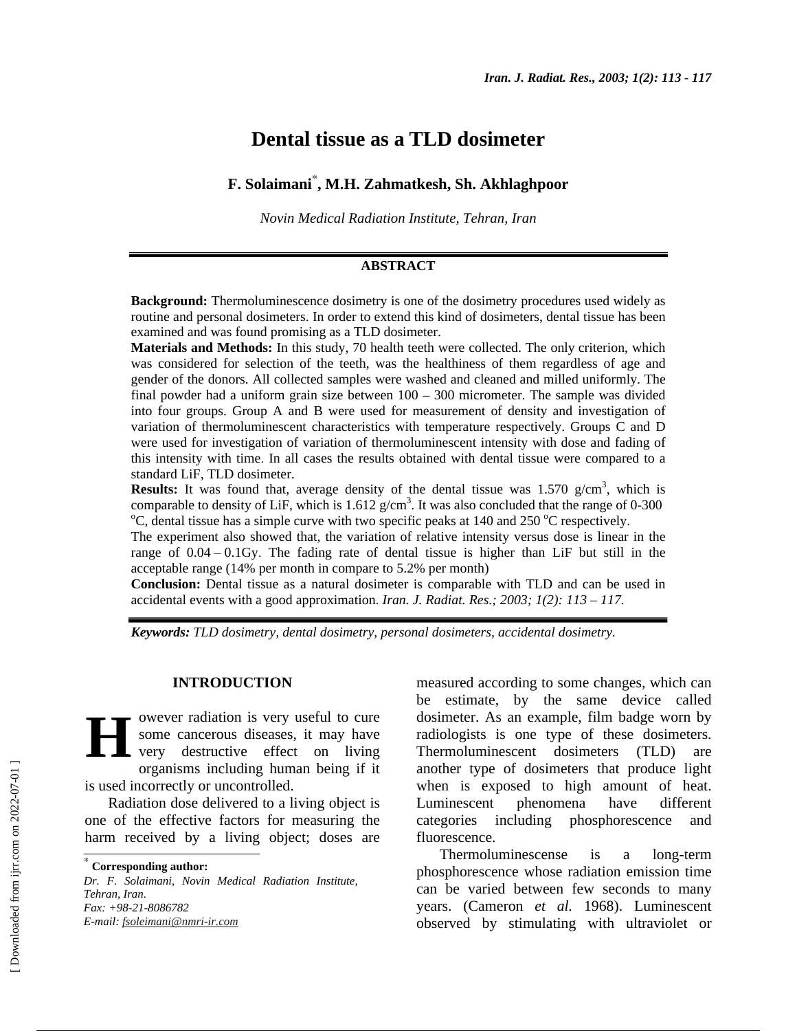# Dental tissue as a TLD dosimeter

**F. Solaimani[*], M.H. Zahmatkesh, Sh. Akhlaghpoor**

*Novin Medical Radiation Institute, Tehran, Iran*

## ABSTRACT

**Background:** Thermoluminescence dosimetry is one of the dosimetry procedures used widely as routine and personal dosimeters. In order to extend this kind of dosimeters, dental tissue has been examined and was found promising as a TLD dosimeter.

**Materials and Methods:** In this study, 70 health teeth were collected. The only criterion, which was considered for selection of the teeth, was the healthiness of them regardless of age and gender of the donors. All collected samples were washed and cleaned and milled uniformly. The final powder had a uniform grain size between 100 – 300 micrometer. The sample was divided into four groups. Group A and B were used for measurement of density and investigation of variation of thermoluminescent characteristics with temperature respectively. Groups C and D were used for investigation of variation of thermoluminescent intensity with dose and fading of this intensity with time. In all cases the results obtained with dental tissue were compared to a standard LiF, TLD dosimeter.

**Results:** It was found that, average density of the dental tissue was 1.570 g/cm$^3$, which is comparable to density of LiF, which is 1.612 g/cm$^3$. It was also concluded that the range of 0-300 $^o$C, dental tissue has a simple curve with two specific peaks at 140 and 250 $^o$C respectively.

The experiment also showed that, the variation of relative intensity versus dose is linear in the range of 0.04 – 0.1Gy. The fading rate of dental tissue is higher than LiF but still in the acceptable range (14% per month in compare to 5.2% per month)

**Conclusion:** Dental tissue as a natural dosimeter is comparable with TLD and can be used in accidental events with a good approximation. *Iran. J. Radiat. Res.; 2003; 1(2): 113 – 117.*

***Keywords:*** *TLD dosimetry, dental dosimetry, personal dosimeters, accidental dosimetry.*

## INTRODUCTION

However radiation is very useful to cure some cancerous diseases, it may have very destructive effect on living organisms including human being if it is used incorrectly or uncontrolled.

Radiation dose delivered to a living object is one of the effective factors for measuring the harm received by a living object; doses are measured according to some changes, which can be estimate, by the same device called dosimeter. As an example, film badge worn by radiologists is one type of these dosimeters. Thermoluminescent dosimeters (TLD) are another type of dosimeters that produce light when is exposed to high amount of heat. Luminescent phenomena have different categories including phosphorescence and fluorescence.

Thermoluminescense is a long-term phosphorescence whose radiation emission time can be varied between few seconds to many years. (Cameron *et al.* 1968). Luminescent observed by stimulating with ultraviolet or

---

[*] **Corresponding author:**
*Dr. F. Solaimani, Novin Medical Radiation Institute, Tehran, Iran.*
*Fax: +98-21-8086782*
*E-mail: fsoleimani@nmri-ir.com*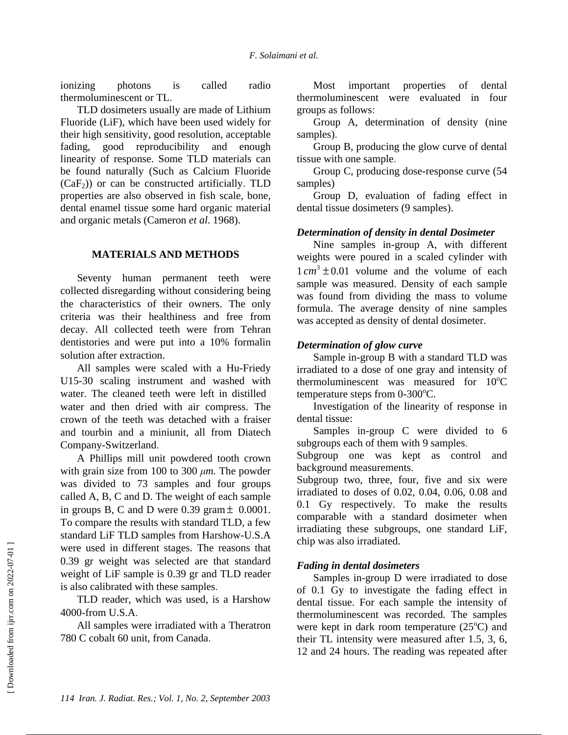ionizing photons is called radio thermoluminescent or TL.

TLD dosimeters usually are made of Lithium Fluoride (LiF), which have been used widely for their high sensitivity, good resolution, acceptable fading, good reproducibility and enough linearity of response. Some TLD materials can be found naturally (Such as Calcium Fluoride ($CaF_2$)) or can be constructed artificially. TLD properties are also observed in fish scale, bone, dental enamel tissue some hard organic material and organic metals (Cameron *et al*. 1968).

## MATERIALS AND METHODS

Seventy human permanent teeth were collected disregarding without considering being the characteristics of their owners. The only criteria was their healthiness and free from decay. All collected teeth were from Tehran dentistories and were put into a 10% formalin solution after extraction.

All samples were scaled with a Hu-Friedy U15-30 scaling instrument and washed with water. The cleaned teeth were left in distilled water and then dried with air compress. The crown of the teeth was detached with a fraiser and tourbin and a miniunit, all from Diatech Company-Switzerland.

A Phillips mill unit powdered tooth crown with grain size from 100 to 300 $\mu m$. The powder was divided to 73 samples and four groups called A, B, C and D. The weight of each sample in groups B, C and D were 0.39 gram$\pm$ 0.0001. To compare the results with standard TLD, a few standard LiF TLD samples from Harshow-U.S.A were used in different stages. The reasons that 0.39 gr weight was selected are that standard weight of LiF sample is 0.39 gr and TLD reader is also calibrated with these samples.

TLD reader, which was used, is a Harshow 4000-from U.S.A.

All samples were irradiated with a Theratron 780 C cobalt 60 unit, from Canada.

Most important properties of dental thermoluminescent were evaluated in four groups as follows:

Group A, determination of density (nine samples).

Group B, producing the glow curve of dental tissue with one sample.

Group C, producing dose-response curve (54 samples)

Group D, evaluation of fading effect in dental tissue dosimeters (9 samples).

### *Determination of density in dental Dosimeter*

Nine samples in-group A, with different weights were poured in a scaled cylinder with $1\,cm^3 \pm 0.01$ volume and the volume of each sample was measured. Density of each sample was found from dividing the mass to volume formula. The average density of nine samples was accepted as density of dental dosimeter.

### *Determination of glow curve*

Sample in-group B with a standard TLD was irradiated to a dose of one gray and intensity of thermoluminescent was measured for $10^oC$ temperature steps from 0-300$^oC$.

Investigation of the linearity of response in dental tissue:

Samples in-group C were divided to 6 subgroups each of them with 9 samples.

Subgroup one was kept as control and background measurements.

Subgroup two, three, four, five and six were irradiated to doses of 0.02, 0.04, 0.06, 0.08 and 0.1 Gy respectively. To make the results comparable with a standard dosimeter when irradiating these subgroups, one standard LiF, chip was also irradiated.

### *Fading in dental dosimeters*

Samples in-group D were irradiated to dose of 0.1 Gy to investigate the fading effect in dental tissue. For each sample the intensity of thermoluminescent was recorded. The samples were kept in dark room temperature (25$^oC$) and their TL intensity were measured after 1.5, 3, 6, 12 and 24 hours. The reading was repeated after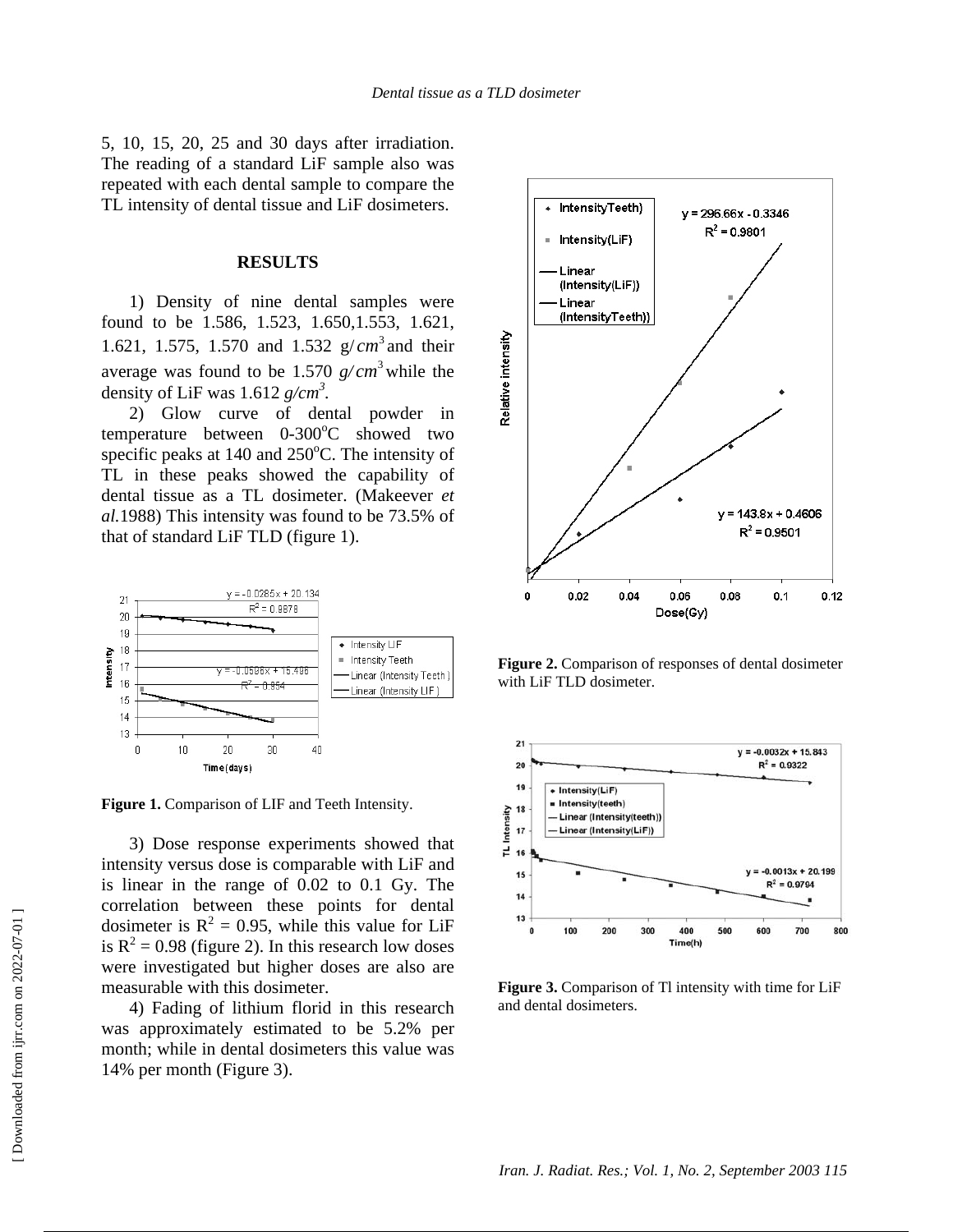5, 10, 15, 20, 25 and 30 days after irradiation. The reading of a standard LiF sample also was repeated with each dental sample to compare the TL intensity of dental tissue and LiF dosimeters.

## RESULTS

1) Density of nine dental samples were found to be 1.586, 1.523, 1.650,1.553, 1.621, 1.621, 1.575, 1.570 and 1.532 g/$cm^3$ and their average was found to be 1.570 *g/*$cm^3$ while the density of LiF was 1.612 *g/cm*$^3$.

2) Glow curve of dental powder in temperature between 0-300$^o$C showed two specific peaks at 140 and 250$^o$C. The intensity of TL in these peaks showed the capability of dental tissue as a TL dosimeter. (Makeever *et al.*1988) This intensity was found to be 73.5% of that of standard LiF TLD (figure 1).

**Figure 1.** Comparison of LIF and Teeth Intensity.

3) Dose response experiments showed that intensity versus dose is comparable with LiF and is linear in the range of 0.02 to 0.1 Gy. The correlation between these points for dental dosimeter is $R^2$ = 0.95, while this value for LiF is $R^2$ = 0.98 (figure 2). In this research low doses were investigated but higher doses are also are measurable with this dosimeter.

4) Fading of lithium florid in this research was approximately estimated to be 5.2% per month; while in dental dosimeters this value was 14% per month (Figure 3).

**Figure 2.** Comparison of responses of dental dosimeter with LiF TLD dosimeter.

**Figure 3.** Comparison of Tl intensity with time for LiF and dental dosimeters.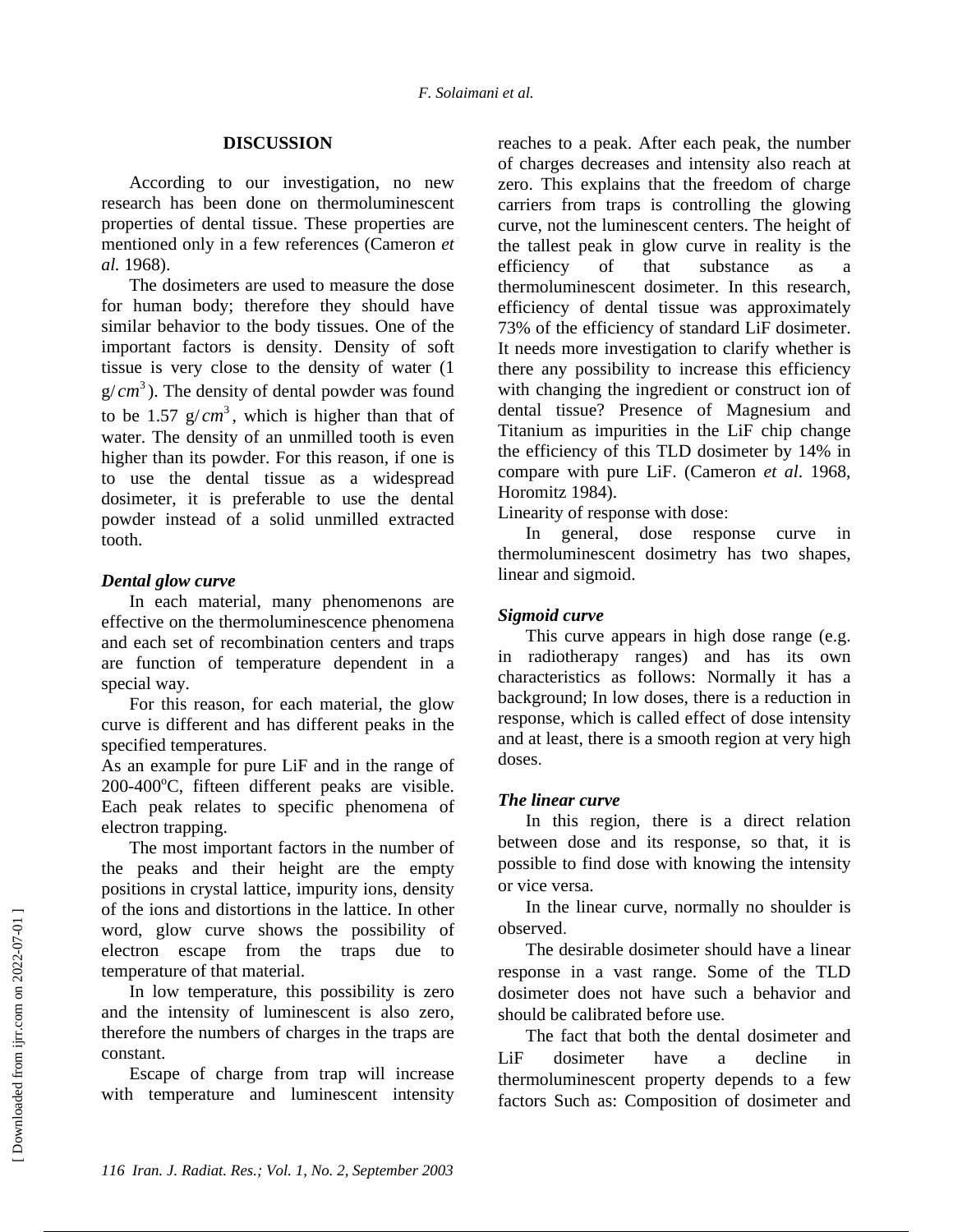## DISCUSSION

According to our investigation, no new research has been done on thermoluminescent properties of dental tissue. These properties are mentioned only in a few references (Cameron *et al.* 1968).

The dosimeters are used to measure the dose for human body; therefore they should have similar behavior to the body tissues. One of the important factors is density. Density of soft tissue is very close to the density of water (1 g/$cm^3$). The density of dental powder was found to be 1.57 g/$cm^3$, which is higher than that of water. The density of an unmilled tooth is even higher than its powder. For this reason, if one is to use the dental tissue as a widespread dosimeter, it is preferable to use the dental powder instead of a solid unmilled extracted tooth.

### *Dental glow curve*

In each material, many phenomenons are effective on the thermoluminescence phenomena and each set of recombination centers and traps are function of temperature dependent in a special way.

For this reason, for each material, the glow curve is different and has different peaks in the specified temperatures.

As an example for pure LiF and in the range of 200-400°C, fifteen different peaks are visible. Each peak relates to specific phenomena of electron trapping.

The most important factors in the number of the peaks and their height are the empty positions in crystal lattice, impurity ions, density of the ions and distortions in the lattice. In other word, glow curve shows the possibility of electron escape from the traps due to temperature of that material.

In low temperature, this possibility is zero and the intensity of luminescent is also zero, therefore the numbers of charges in the traps are constant.

Escape of charge from trap will increase with temperature and luminescent intensity reaches to a peak. After each peak, the number of charges decreases and intensity also reach at zero. This explains that the freedom of charge carriers from traps is controlling the glowing curve, not the luminescent centers. The height of the tallest peak in glow curve in reality is the efficiency of that substance as a thermoluminescent dosimeter. In this research, efficiency of dental tissue was approximately 73% of the efficiency of standard LiF dosimeter. It needs more investigation to clarify whether is there any possibility to increase this efficiency with changing the ingredient or construct ion of dental tissue? Presence of Magnesium and Titanium as impurities in the LiF chip change the efficiency of this TLD dosimeter by 14% in compare with pure LiF. (Cameron *et al*. 1968, Horomitz 1984).

Linearity of response with dose:

In general, dose response curve in thermoluminescent dosimetry has two shapes, linear and sigmoid.

### *Sigmoid curve*

This curve appears in high dose range (e.g. in radiotherapy ranges) and has its own characteristics as follows: Normally it has a background; In low doses, there is a reduction in response, which is called effect of dose intensity and at least, there is a smooth region at very high doses.

### *The linear curve*

In this region, there is a direct relation between dose and its response, so that, it is possible to find dose with knowing the intensity or vice versa.

In the linear curve, normally no shoulder is observed.

The desirable dosimeter should have a linear response in a vast range. Some of the TLD dosimeter does not have such a behavior and should be calibrated before use.

The fact that both the dental dosimeter and LiF dosimeter have a decline in thermoluminescent property depends to a few factors Such as: Composition of dosimeter and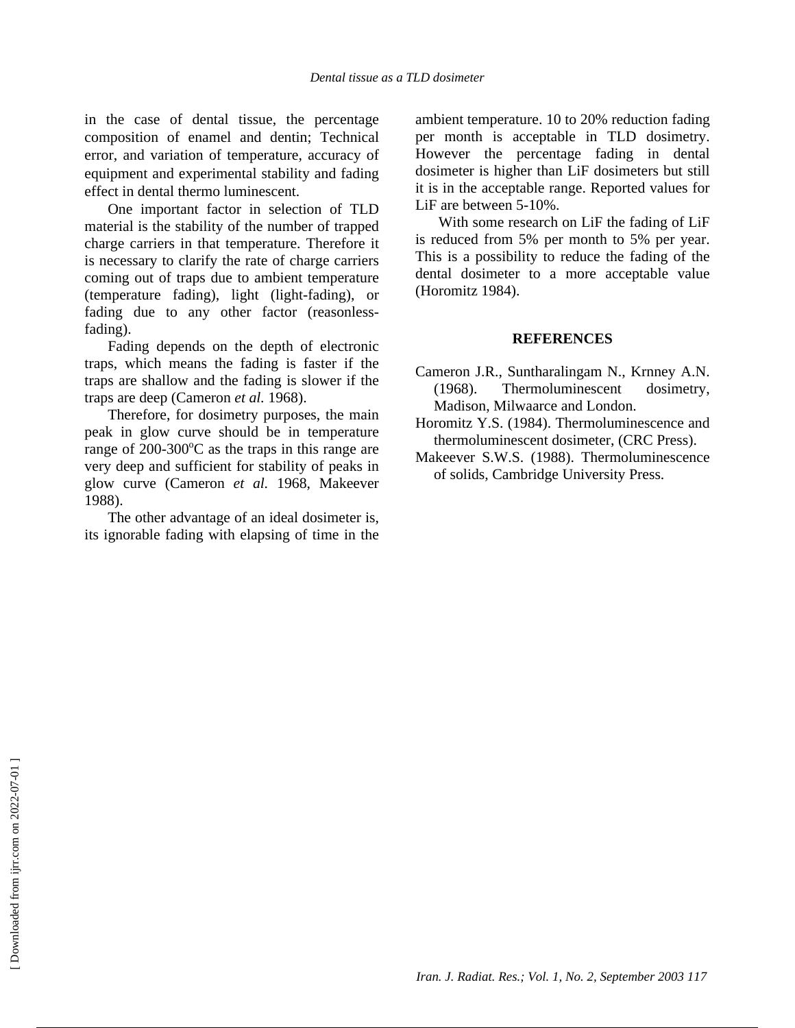in the case of dental tissue, the percentage composition of enamel and dentin; Technical error, and variation of temperature, accuracy of equipment and experimental stability and fading effect in dental thermo luminescent.

One important factor in selection of TLD material is the stability of the number of trapped charge carriers in that temperature. Therefore it is necessary to clarify the rate of charge carriers coming out of traps due to ambient temperature (temperature fading), light (light-fading), or fading due to any other factor (reasonless-fading).

Fading depends on the depth of electronic traps, which means the fading is faster if the traps are shallow and the fading is slower if the traps are deep (Cameron *et al.* 1968).

Therefore, for dosimetry purposes, the main peak in glow curve should be in temperature range of 200-300$^{o}$C as the traps in this range are very deep and sufficient for stability of peaks in glow curve (Cameron *et al.* 1968, Makeever 1988).

The other advantage of an ideal dosimeter is, its ignorable fading with elapsing of time in the ambient temperature. 10 to 20% reduction fading per month is acceptable in TLD dosimetry. However the percentage fading in dental dosimeter is higher than LiF dosimeters but still it is in the acceptable range. Reported values for LiF are between 5-10%.

With some research on LiF the fading of LiF is reduced from 5% per month to 5% per year. This is a possibility to reduce the fading of the dental dosimeter to a more acceptable value (Horomitz 1984).

## REFERENCES

Cameron J.R., Suntharalingam N., Krnney A.N. (1968). Thermoluminescent dosimetry, Madison, Milwaarce and London.

Horomitz Y.S. (1984). Thermoluminescence and thermoluminescent dosimeter, (CRC Press).

Makeever S.W.S. (1988). Thermoluminescence of solids, Cambridge University Press.